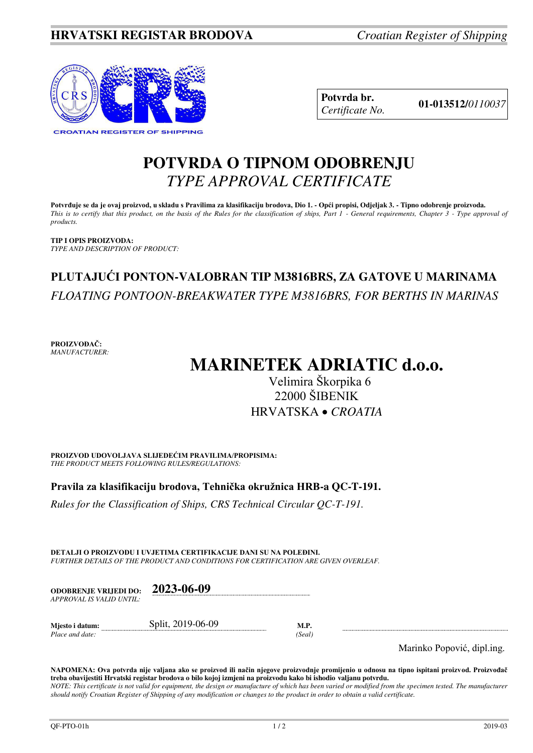**HRVATSKI REGISTAR BRODOVA** *Croatian Register of Shipping*

CROATIAN REGISTER OF SHIPPING

| **Potvrda br.** *Certificate No.* | **01-013512/***0110037* |
|---|---|

# POTVRDA O TIPNOM ODOBRENJU
# *TYPE APPROVAL CERTIFICATE*

**Potvrđuje se da je ovaj proizvod, u skladu s Pravilima za klasifikaciju brodova, Dio 1. - Opći propisi, Odjeljak 3. - Tipno odobrenje proizvoda.**
*This is to certify that this product, on the basis of the Rules for the classification of ships, Part 1 - General requirements, Chapter 3 - Type approval of products.*

**TIP I OPIS PROIZVODA:**
*TYPE AND DESCRIPTION OF PRODUCT:*

## PLUTAJUĆI PONTON-VALOBRAN TIP M3816BRS, ZA GATOVE U MARINAMA
## *FLOATING PONTOON-BREAKWATER TYPE M3816BRS, FOR BERTHS IN MARINAS*

**PROIZVOĐAČ:**
*MANUFACTURER:*

# MARINETEK ADRIATIC d.o.o.
Velimira Škorpika 6
22000 ŠIBENIK
HRVATSKA • *CROATIA*

**PROIZVOD UDOVOLJAVA SLIJEDEĆIM PRAVILIMA/PROPISIMA:**
*THE PRODUCT MEETS FOLLOWING RULES/REGULATIONS:*

**Pravila za klasifikaciju brodova, Tehnička okružnica HRB-a QC-T-191.**

*Rules for the Classification of Ships, CRS Technical Circular QC-T-191.*

**DETALJI O PROIZVODU I UVJETIMA CERTIFIKACIJE DANI SU NA POLEĐINI.**
*FURTHER DETAILS OF THE PRODUCT AND CONDITIONS FOR CERTIFICATION ARE GIVEN OVERLEAF.*

**ODOBRENJE VRIJEDI DO:** *APPROVAL IS VALID UNTIL:* **2023-06-09**

**Mjesto i datum:** *Place and date:* Split, 2019-06-09

**M.P.** *(Seal)*

Marinko Popović, dipl.ing.

**NAPOMENA: Ova potvrda nije valjana ako se proizvod ili način njegove proizvodnje promijenio u odnosu na tipno ispitani proizvod. Proizvođač treba obavijestiti Hrvatski registar brodova o bilo kojoj izmjeni na proizvodu kako bi ishodio valjanu potvrdu.**
*NOTE: This certificate is not valid for equipment, the design or manufacture of which has been varied or modified from the specimen tested. The manufacturer should notify Croatian Register of Shipping of any modification or changes to the product in order to obtain a valid certificate.*

QF-PTO-01h 2019-03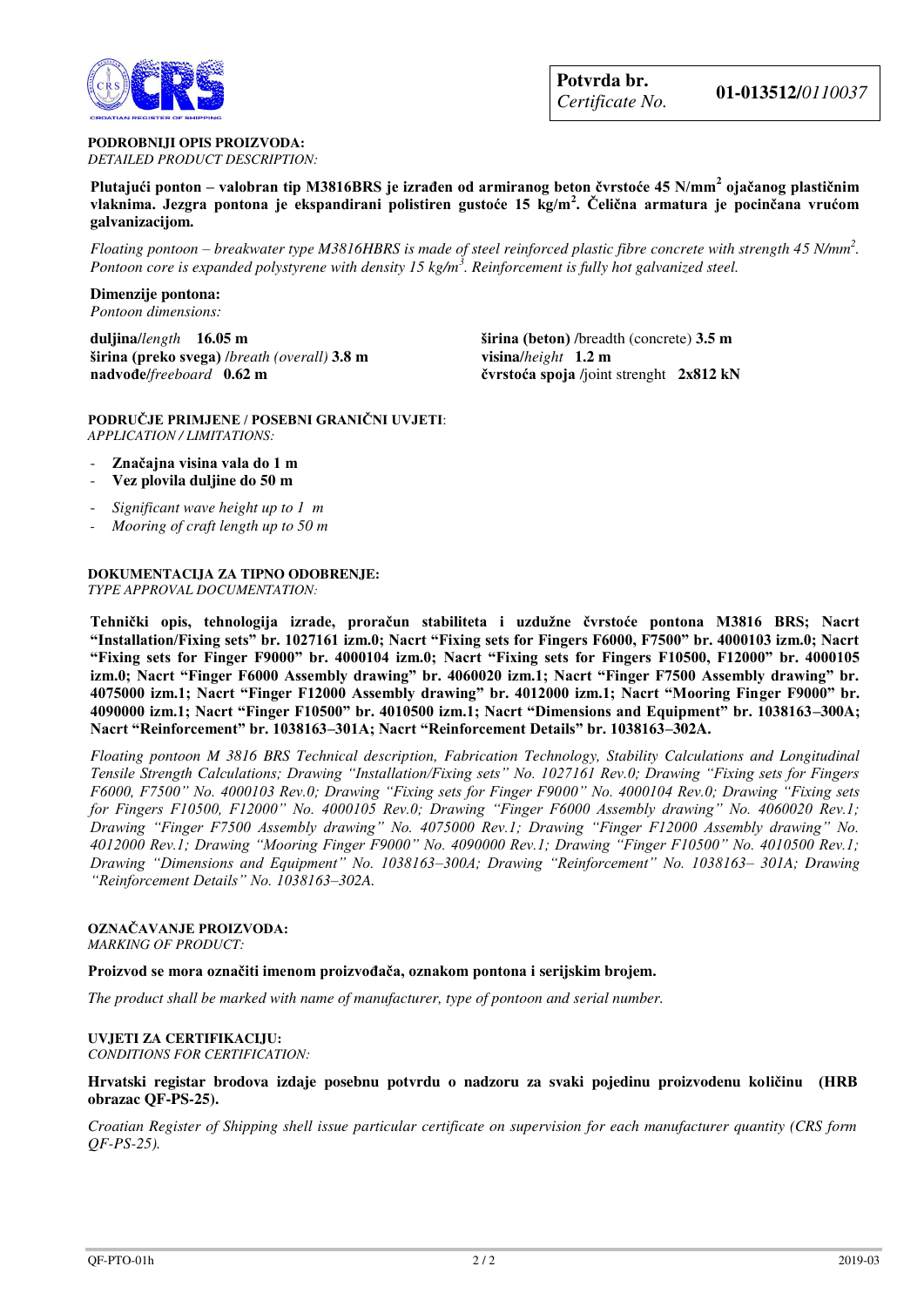**Potvrda br.** *Certificate No.* **01-013512/***0110037*

**PODROBNIJI OPIS PROIZVODA:**
*DETAILED PRODUCT DESCRIPTION:*

**Plutajući ponton – valobran tip M3816BRS je izrađen od armiranog beton čvrstoće 45 N/mm$^2$ ojačanog plastičnim vlaknima. Jezgra pontona je ekspandirani polistiren gustoće 15 kg/m$^2$. Čelična armatura je pocinčana vrućom galvanizacijom.**

*Floating pontoon – breakwater type M3816HBRS is made of steel reinforced plastic fibre concrete with strength 45 N/mm$^2$. Pontoon core is expanded polystyrene with density 15 kg/m$^3$. Reinforcement is fully hot galvanized steel.*

**Dimenzije pontona:**
*Pontoon dimensions:*

**duljina/***length* **16.05 m**
**širina (preko svega)** /*breath (overall)* **3.8 m**
**nadvođe/***freeboard* **0.62 m**
**širina (beton)** /breadth (concrete) **3.5 m**
**visina/***height* **1.2 m**
**čvrstoća spoja** /joint strenght **2x812 kN**

**PODRUČJE PRIMJENE / POSEBNI GRANIČNI UVJETI**:
*APPLICATION / LIMITATIONS:*

- **Značajna visina vala do 1 m**
- **Vez plovila duljine do 50 m**

- *Significant wave height up to 1 m*
- *Mooring of craft length up to 50 m*

**DOKUMENTACIJA ZA TIPNO ODOBRENJE:**
*TYPE APPROVAL DOCUMENTATION:*

**Tehnički opis, tehnologija izrade, proračun stabiliteta i uzdužne čvrstoće pontona M3816 BRS; Nacrt "Installation/Fixing sets" br. 1027161 izm.0; Nacrt "Fixing sets for Fingers F6000, F7500" br. 4000103 izm.0; Nacrt "Fixing sets for Finger F9000" br. 4000104 izm.0; Nacrt "Fixing sets for Fingers F10500, F12000" br. 4000105 izm.0; Nacrt "Finger F6000 Assembly drawing" br. 4060020 izm.1; Nacrt "Finger F7500 Assembly drawing" br. 4075000 izm.1; Nacrt "Finger F12000 Assembly drawing" br. 4012000 izm.1; Nacrt "Mooring Finger F9000" br. 4090000 izm.1; Nacrt "Finger F10500" br. 4010500 izm.1; Nacrt "Dimensions and Equipment" br. 1038163–300A; Nacrt "Reinforcement" br. 1038163–301A; Nacrt "Reinforcement Details" br. 1038163–302A.**

*Floating pontoon M 3816 BRS Technical description, Fabrication Technology, Stability Calculations and Longitudinal Tensile Strength Calculations; Drawing "Installation/Fixing sets" No. 1027161 Rev.0; Drawing "Fixing sets for Fingers F6000, F7500" No. 4000103 Rev.0; Drawing "Fixing sets for Finger F9000" No. 4000104 Rev.0; Drawing "Fixing sets for Fingers F10500, F12000" No. 4000105 Rev.0; Drawing "Finger F6000 Assembly drawing" No. 4060020 Rev.1; Drawing "Finger F7500 Assembly drawing" No. 4075000 Rev.1; Drawing "Finger F12000 Assembly drawing" No. 4012000 Rev.1; Drawing "Mooring Finger F9000" No. 4090000 Rev.1; Drawing "Finger F10500" No. 4010500 Rev.1; Drawing "Dimensions and Equipment" No. 1038163–300A; Drawing "Reinforcement" No. 1038163– 301A; Drawing "Reinforcement Details" No. 1038163–302A.*

**OZNAČAVANJE PROIZVODA:**
*MARKING OF PRODUCT:*

**Proizvod se mora označiti imenom proizvođača, oznakom pontona i serijskim brojem.**

*The product shall be marked with name of manufacturer, type of pontoon and serial number.*

**UVJETI ZA CERTIFIKACIJU:**
*CONDITIONS FOR CERTIFICATION:*

**Hrvatski registar brodova izdaje posebnu potvrdu o nadzoru za svaki pojedini proizvodenu količinu (HRB obrazac QF-PS-25).**

*Croatian Register of Shipping shell issue particular certificate on supervision for each manufacturer quantity (CRS form QF-PS-25).*